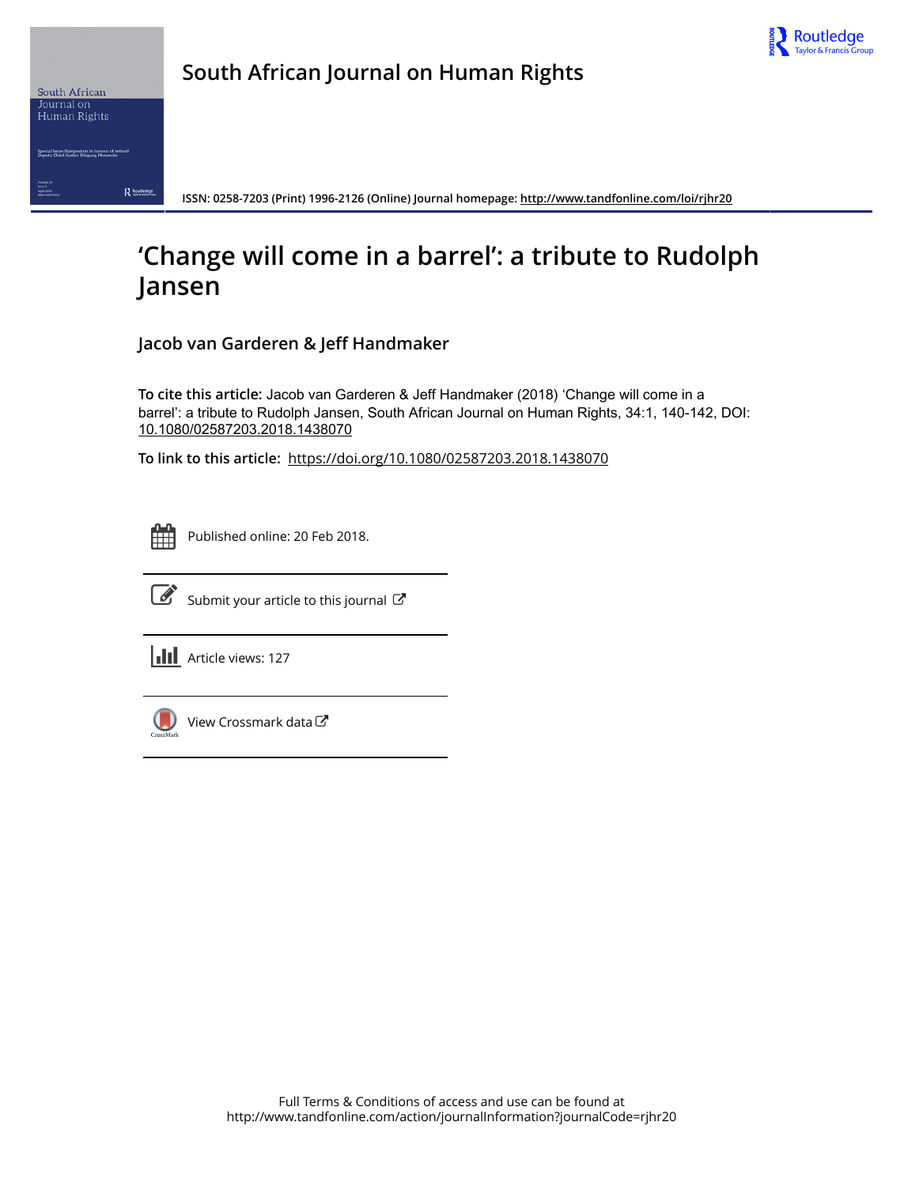# South African Journal on Human Rights

ISSN: 0258-7203 (Print) 1996-2126 (Online) Journal homepage: http://www.tandfonline.com/loi/rjhr20

## 'Change will come in a barrel': a tribute to Rudolph Jansen

### Jacob van Garderen & Jeff Handmaker

**To cite this article:** Jacob van Garderen & Jeff Handmaker (2018) 'Change will come in a barrel': a tribute to Rudolph Jansen, South African Journal on Human Rights, 34:1, 140-142, DOI: 10.1080/02587203.2018.1438070

**To link to this article:** https://doi.org/10.1080/02587203.2018.1438070

Published online: 20 Feb 2018.

Submit your article to this journal

Article views: 127

View Crossmark data

Full Terms & Conditions of access and use can be found at
http://www.tandfonline.com/action/journalInformation?journalCode=rjhr20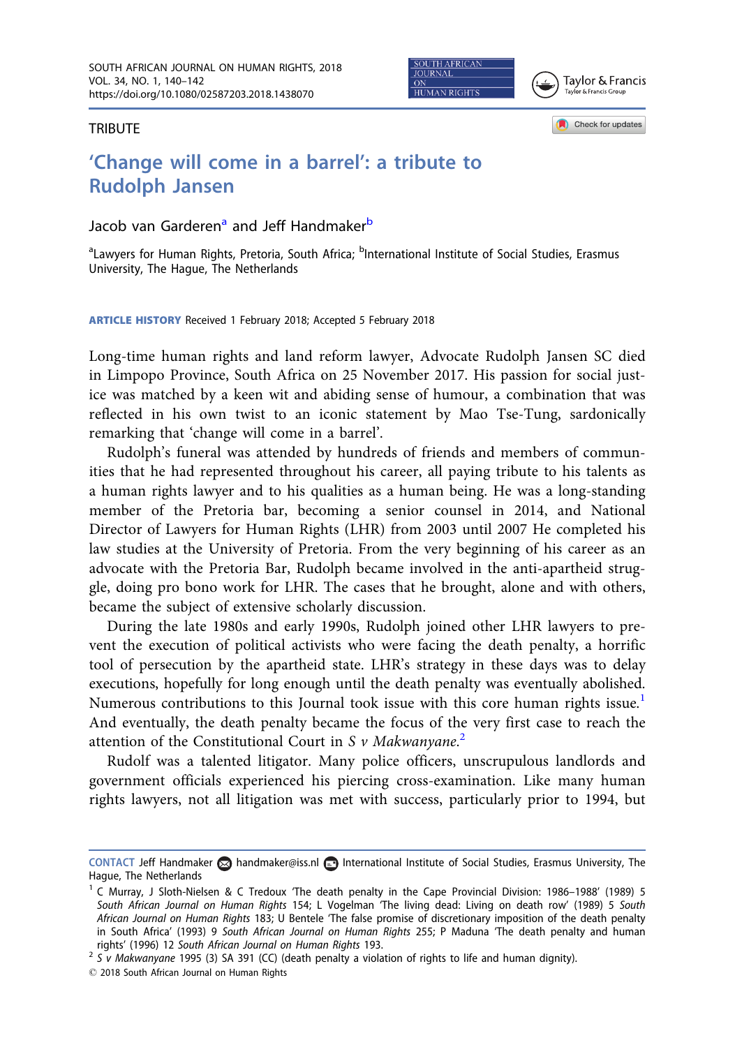TRIBUTE

# 'Change will come in a barrel': a tribute to Rudolph Jansen

Jacob van Garderen[a] and Jeff Handmaker[b]

[a]Lawyers for Human Rights, Pretoria, South Africa; [b]International Institute of Social Studies, Erasmus University, The Hague, The Netherlands

**ARTICLE HISTORY** Received 1 February 2018; Accepted 5 February 2018

Long-time human rights and land reform lawyer, Advocate Rudolph Jansen SC died in Limpopo Province, South Africa on 25 November 2017. His passion for social justice was matched by a keen wit and abiding sense of humour, a combination that was reflected in his own twist to an iconic statement by Mao Tse-Tung, sardonically remarking that 'change will come in a barrel'.

Rudolph's funeral was attended by hundreds of friends and members of communities that he had represented throughout his career, all paying tribute to his talents as a human rights lawyer and to his qualities as a human being. He was a long-standing member of the Pretoria bar, becoming a senior counsel in 2014, and National Director of Lawyers for Human Rights (LHR) from 2003 until 2007 He completed his law studies at the University of Pretoria. From the very beginning of his career as an advocate with the Pretoria Bar, Rudolph became involved in the anti-apartheid struggle, doing pro bono work for LHR. The cases that he brought, alone and with others, became the subject of extensive scholarly discussion.

During the late 1980s and early 1990s, Rudolph joined other LHR lawyers to prevent the execution of political activists who were facing the death penalty, a horrific tool of persecution by the apartheid state. LHR's strategy in these days was to delay executions, hopefully for long enough until the death penalty was eventually abolished. Numerous contributions to this Journal took issue with this core human rights issue.[1] And eventually, the death penalty became the focus of the very first case to reach the attention of the Constitutional Court in *S v Makwanyane*.[2]

Rudolf was a talented litigator. Many police officers, unscrupulous landlords and government officials experienced his piercing cross-examination. Like many human rights lawyers, not all litigation was met with success, particularly prior to 1994, but

---

**CONTACT** Jeff Handmaker handmaker@iss.nl International Institute of Social Studies, Erasmus University, The Hague, The Netherlands

[1] C Murray, J Sloth-Nielsen & C Tredoux 'The death penalty in the Cape Provincial Division: 1986–1988' (1989) 5 *South African Journal on Human Rights* 154; L Vogelman 'The living dead: Living on death row' (1989) 5 *South African Journal on Human Rights* 183; U Bentele 'The false promise of discretionary imposition of the death penalty in South Africa' (1993) 9 *South African Journal on Human Rights* 255; P Maduna 'The death penalty and human rights' (1996) 12 *South African Journal on Human Rights* 193.

[2] *S v Makwanyane* 1995 (3) SA 391 (CC) (death penalty a violation of rights to life and human dignity).

© 2018 South African Journal on Human Rights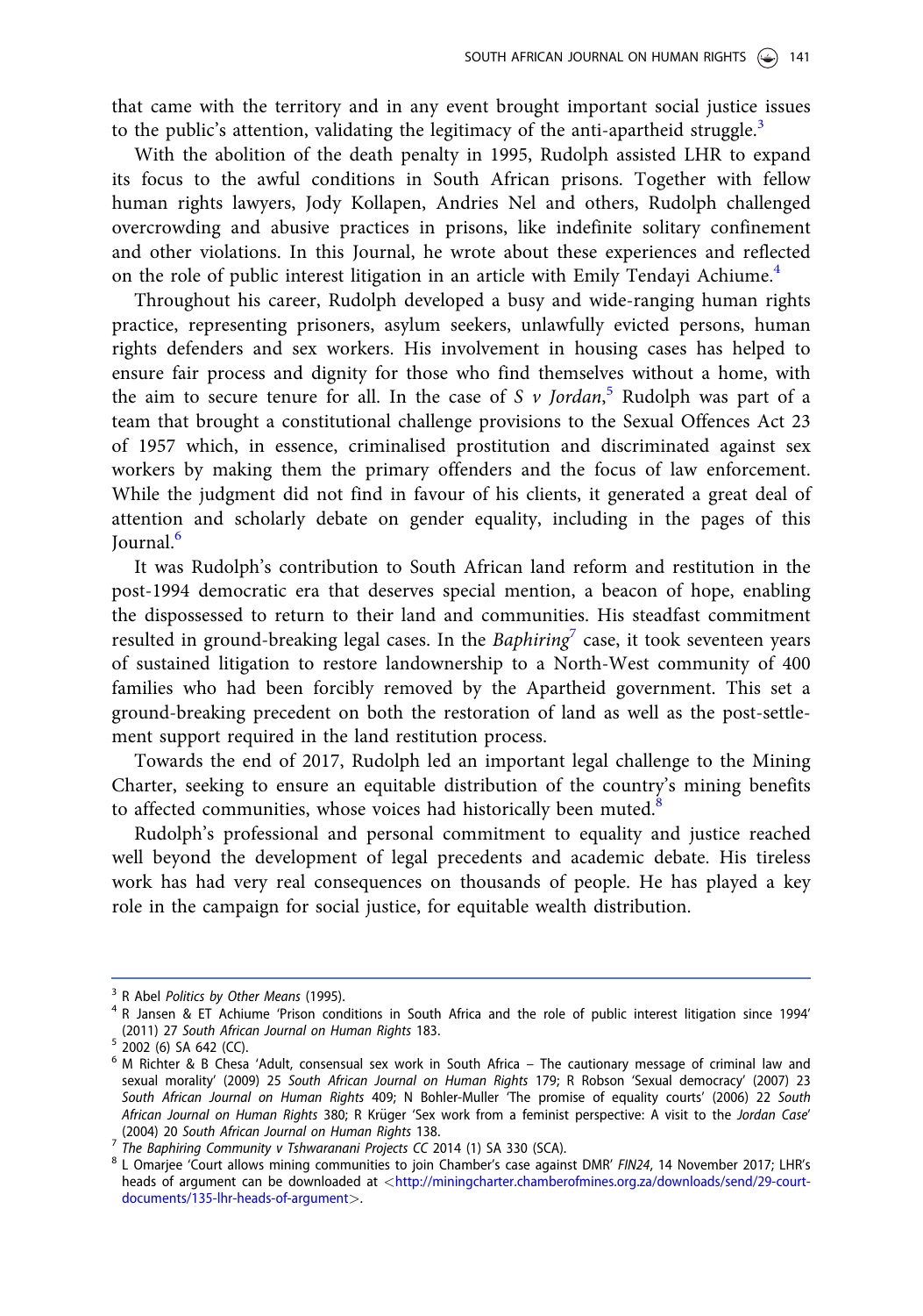that came with the territory and in any event brought important social justice issues to the public's attention, validating the legitimacy of the anti-apartheid struggle.[3]

With the abolition of the death penalty in 1995, Rudolph assisted LHR to expand its focus to the awful conditions in South African prisons. Together with fellow human rights lawyers, Jody Kollapen, Andries Nel and others, Rudolph challenged overcrowding and abusive practices in prisons, like indefinite solitary confinement and other violations. In this Journal, he wrote about these experiences and reflected on the role of public interest litigation in an article with Emily Tendayi Achiume.[4]

Throughout his career, Rudolph developed a busy and wide-ranging human rights practice, representing prisoners, asylum seekers, unlawfully evicted persons, human rights defenders and sex workers. His involvement in housing cases has helped to ensure fair process and dignity for those who find themselves without a home, with the aim to secure tenure for all. In the case of *S v Jordan*,[5] Rudolph was part of a team that brought a constitutional challenge provisions to the Sexual Offences Act 23 of 1957 which, in essence, criminalised prostitution and discriminated against sex workers by making them the primary offenders and the focus of law enforcement. While the judgment did not find in favour of his clients, it generated a great deal of attention and scholarly debate on gender equality, including in the pages of this Journal.[6]

It was Rudolph's contribution to South African land reform and restitution in the post-1994 democratic era that deserves special mention, a beacon of hope, enabling the dispossessed to return to their land and communities. His steadfast commitment resulted in ground-breaking legal cases. In the *Baphiring*[7] case, it took seventeen years of sustained litigation to restore landownership to a North-West community of 400 families who had been forcibly removed by the Apartheid government. This set a ground-breaking precedent on both the restoration of land as well as the post-settlement support required in the land restitution process.

Towards the end of 2017, Rudolph led an important legal challenge to the Mining Charter, seeking to ensure an equitable distribution of the country's mining benefits to affected communities, whose voices had historically been muted.[8]

Rudolph's professional and personal commitment to equality and justice reached well beyond the development of legal precedents and academic debate. His tireless work has had very real consequences on thousands of people. He has played a key role in the campaign for social justice, for equitable wealth distribution.

---

[3] R Abel *Politics by Other Means* (1995).

[4] R Jansen & ET Achiume 'Prison conditions in South Africa and the role of public interest litigation since 1994' (2011) 27 *South African Journal on Human Rights* 183.

[5] 2002 (6) SA 642 (CC).

[6] M Richter & B Chesa 'Adult, consensual sex work in South Africa – The cautionary message of criminal law and sexual morality' (2009) 25 *South African Journal on Human Rights* 179; R Robson 'Sexual democracy' (2007) 23 *South African Journal on Human Rights* 409; N Bohler-Muller 'The promise of equality courts' (2006) 22 *South African Journal on Human Rights* 380; R Krüger 'Sex work from a feminist perspective: A visit to the *Jordan Case*' (2004) 20 *South African Journal on Human Rights* 138.

[7] *The Baphiring Community v Tshwaranani Projects CC* 2014 (1) SA 330 (SCA).

[8] L Omarjee 'Court allows mining communities to join Chamber's case against DMR' *FIN24*, 14 November 2017; LHR's heads of argument can be downloaded at <http://miningcharter.chamberofmines.org.za/downloads/send/29-court-documents/135-lhr-heads-of-argument>.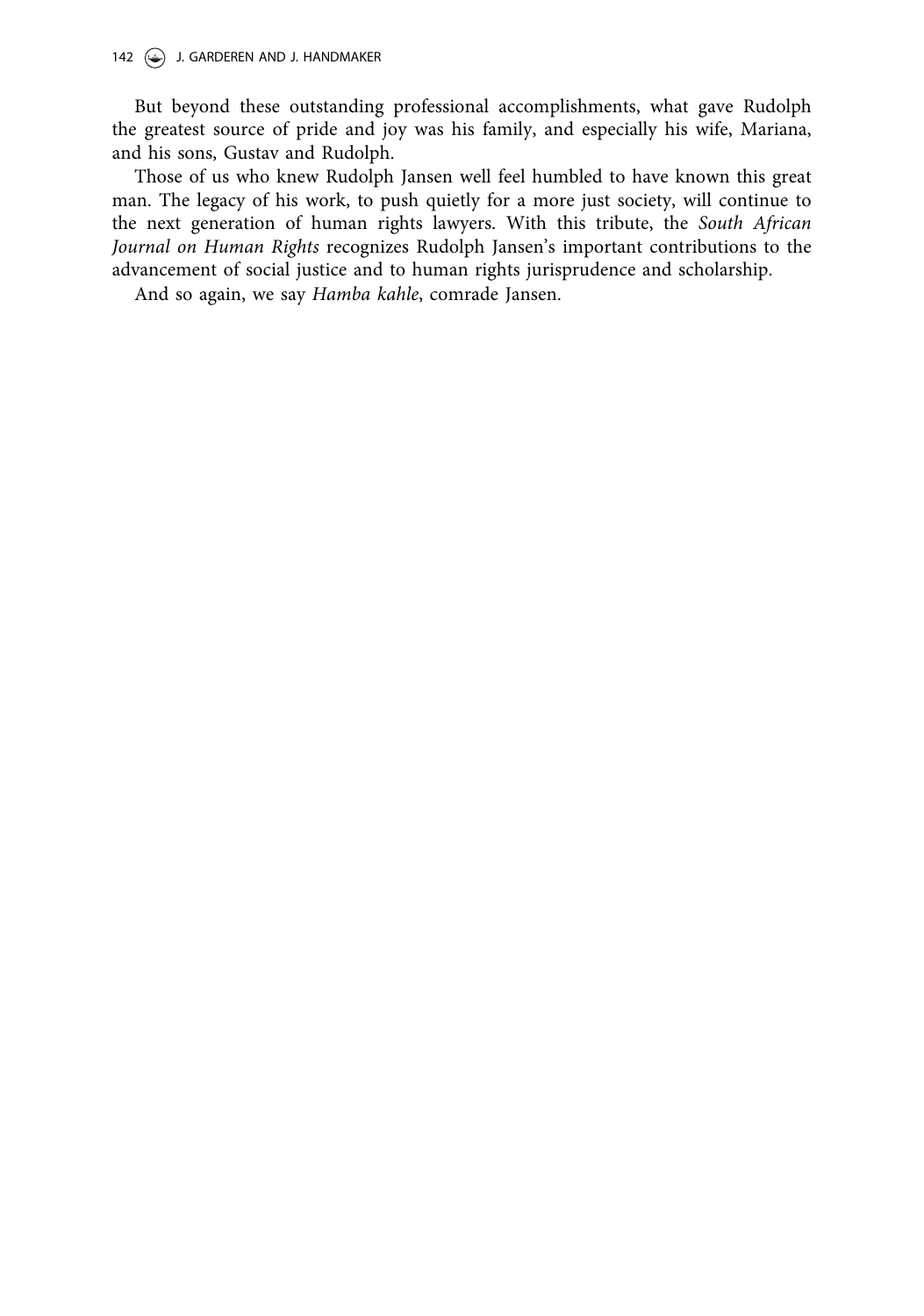But beyond these outstanding professional accomplishments, what gave Rudolph the greatest source of pride and joy was his family, and especially his wife, Mariana, and his sons, Gustav and Rudolph.

Those of us who knew Rudolph Jansen well feel humbled to have known this great man. The legacy of his work, to push quietly for a more just society, will continue to the next generation of human rights lawyers. With this tribute, the *South African Journal on Human Rights* recognizes Rudolph Jansen's important contributions to the advancement of social justice and to human rights jurisprudence and scholarship.

And so again, we say *Hamba kahle*, comrade Jansen.